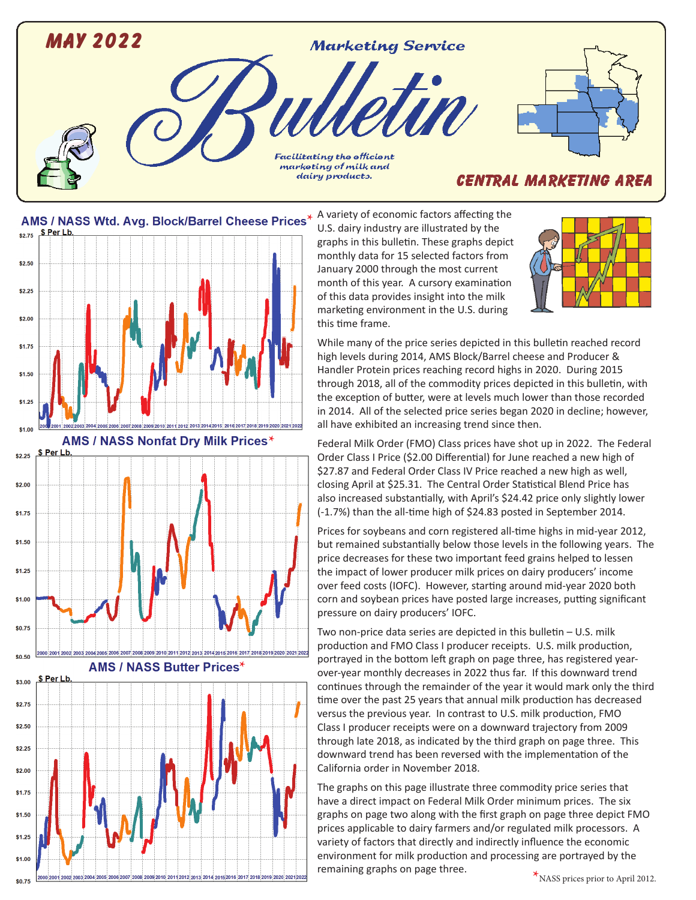# MAY 2022

Marketing Service

# Bulletin

*Facilitating the efficient marketing of milk and dairy products.*

## CENTRAL MARKETING AREA

A variety of economic factors affecting the U.S. dairy industry are illustrated by the graphs in this bulletin. These graphs depict monthly data for 15 selected factors from January 2000 through the most current month of this year. A cursory examination of this data provides insight into the milk marketing environment in the U.S. during this time frame.

While many of the price series depicted in this bulletin reached record high levels during 2014, AMS Block/Barrel cheese and Producer & Handler Protein prices reaching record highs in 2020. During 2015 through 2018, all of the commodity prices depicted in this bulletin, with the exception of butter, were at levels much lower than those recorded in 2014. All of the selected price series began 2020 in decline; however, all have exhibited an increasing trend since then.

Federal Milk Order (FMO) Class prices have shot up in 2022. The Federal Order Class I Price ($2.00 Differential) for June reached a new high of $27.87 and Federal Order Class IV Price reached a new high as well, closing April at $25.31. The Central Order Statistical Blend Price has also increased substantially, with April's $24.42 price only slightly lower (-1.7%) than the all-time high of $24.83 posted in September 2014.

Prices for soybeans and corn registered all-time highs in mid-year 2012, but remained substantially below those levels in the following years. The price decreases for these two important feed grains helped to lessen the impact of lower producer milk prices on dairy producers' income over feed costs (IOFC). However, starting around mid-year 2020 both corn and soybean prices have posted large increases, putting significant pressure on dairy producers' IOFC.

Two non-price data series are depicted in this bulletin – U.S. milk production and FMO Class I producer receipts. U.S. milk production, portrayed in the bottom left graph on page three, has registered year-over-year monthly decreases in 2022 thus far. If this downward trend continues through the remainder of the year it would mark only the third time over the past 25 years that annual milk production has decreased versus the previous year. In contrast to U.S. milk production, FMO Class I producer receipts were on a downward trajectory from 2009 through late 2018, as indicated by the third graph on page three. This downward trend has been reversed with the implementation of the California order in November 2018.

The graphs on this page illustrate three commodity price series that have a direct impact on Federal Milk Order minimum prices. The six graphs on page two along with the first graph on page three depict FMO prices applicable to dairy farmers and/or regulated milk processors. A variety of factors that directly and indirectly influence the economic environment for milk production and processing are portrayed by the remaining graphs on page three.

**AMS / NASS Wtd. Avg. Block/Barrel Cheese Prices***

**AMS / NASS Nonfat Dry Milk Prices***

**AMS / NASS Butter Prices***

*NASS prices prior to April 2012.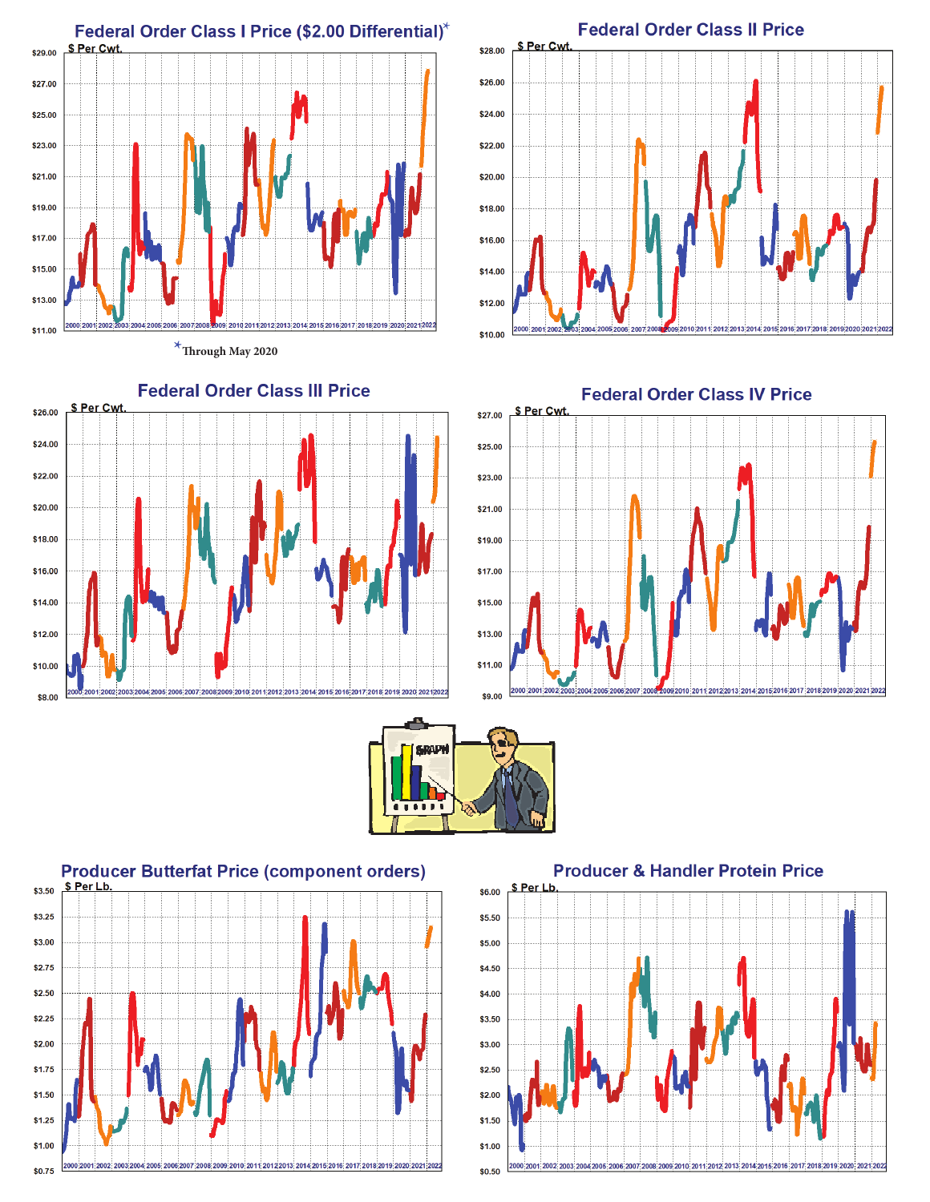## Federal Order Class I Price ($2.00 Differential)*

$ Per Cwt.

*Through May 2020

## Federal Order Class II Price

$ Per Cwt.

## Federal Order Class III Price

$ Per Cwt.

## Federal Order Class IV Price

$ Per Cwt.

## Producer Butterfat Price (component orders)

$ Per Lb.

## Producer & Handler Protein Price

$ Per Lb.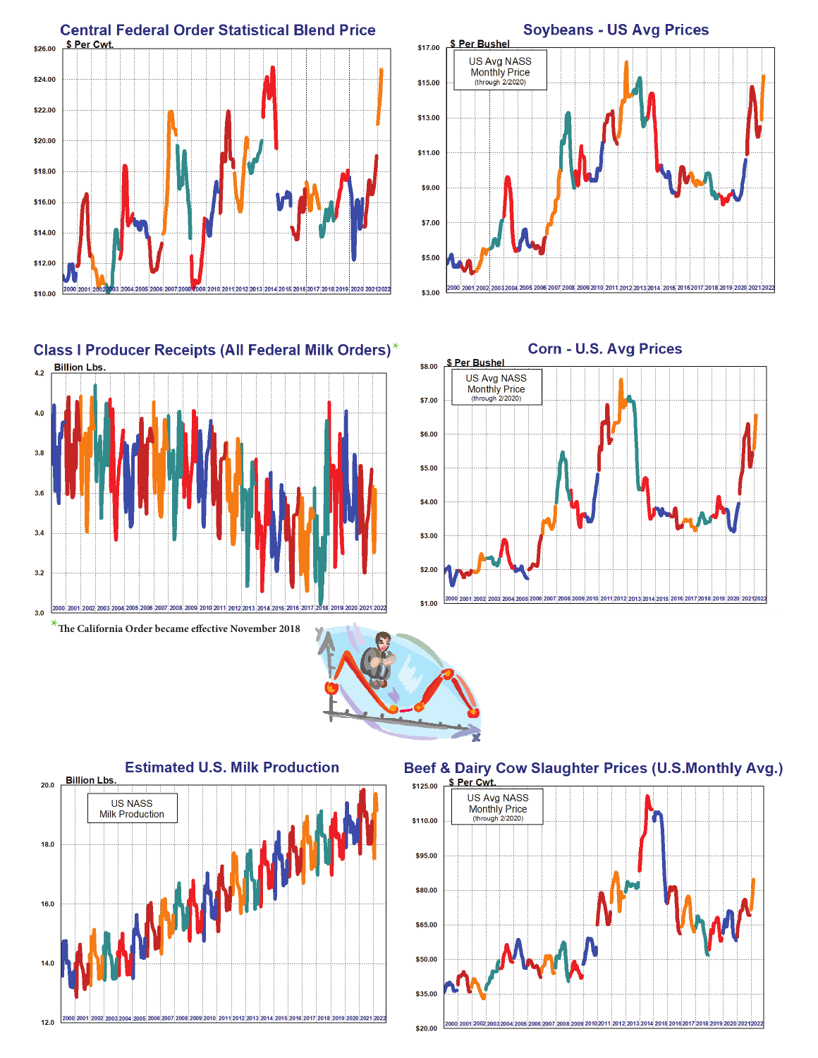## Central Federal Order Statistical Blend Price

$ Per Cwt.

## Soybeans - US Avg Prices

$ Per Bushel

US Avg NASS Monthly Price (through 2/2020)

## Class I Producer Receipts (All Federal Milk Orders)*

Billion Lbs.

*The California Order became effective November 2018

## Corn - U.S. Avg Prices

$ Per Bushel

US Avg NASS Monthly Price (through 2/2020)

## Estimated U.S. Milk Production

Billion Lbs.

US NASS Milk Production

## Beef & Dairy Cow Slaughter Prices (U.S.Monthly Avg.)

$ Per Cwt.

US Avg NASS Monthly Price (through 2/2020)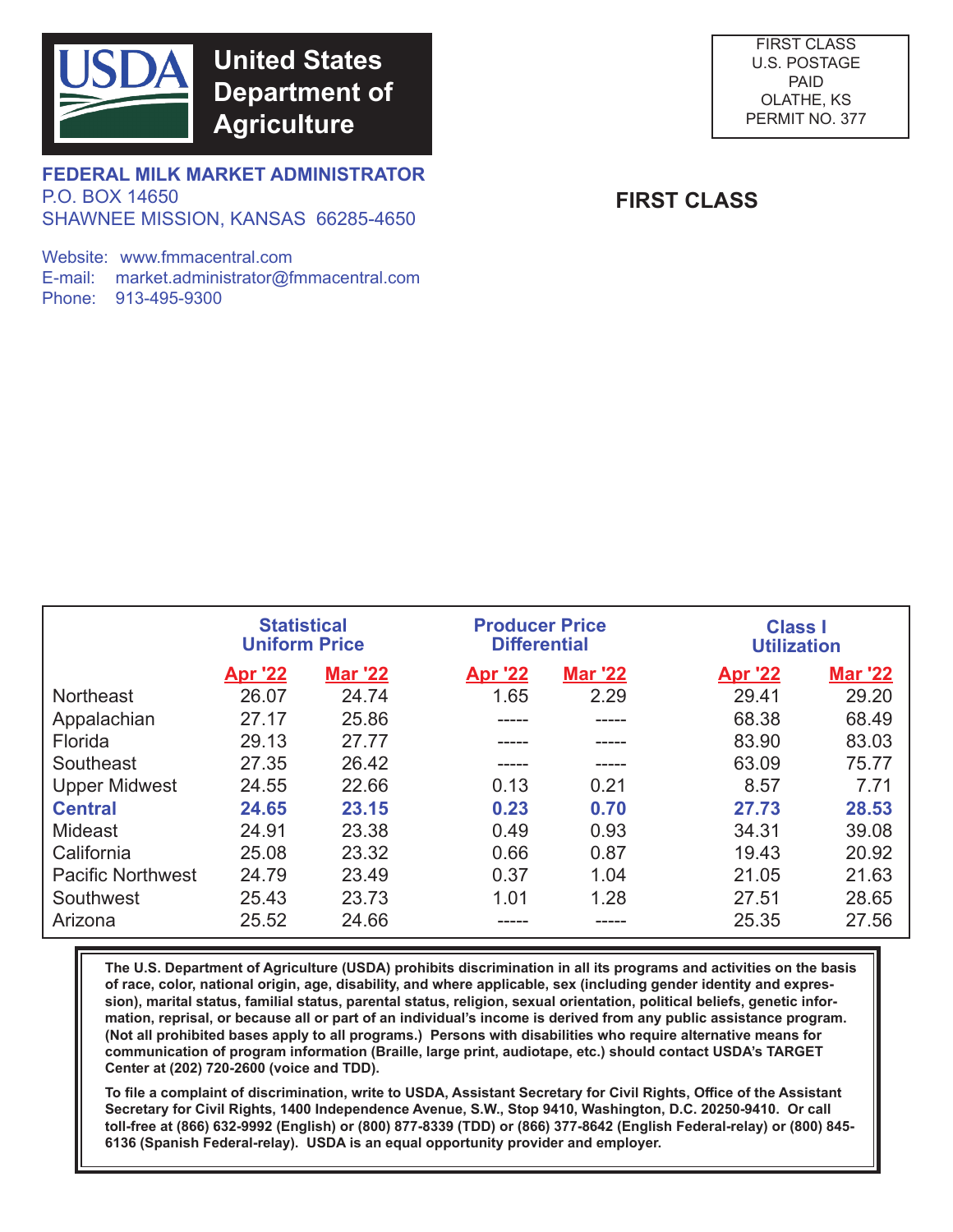**United States Department of Agriculture**

FIRST CLASS
U.S. POSTAGE
PAID
OLATHE, KS
PERMIT NO. 377

**FEDERAL MILK MARKET ADMINISTRATOR**
P.O. BOX 14650
SHAWNEE MISSION, KANSAS 66285-4650

Website: www.fmmacentral.com
E-mail: market.administrator@fmmacentral.com
Phone: 913-495-9300

**FIRST CLASS**

| | Statistical Uniform Price | | Producer Price Differential | | Class I Utilization | |
|---|---|---|---|---|---|---|
| | Apr '22 | Mar '22 | Apr '22 | Mar '22 | Apr '22 | Mar '22 |
| Northeast | 26.07 | 24.74 | 1.65 | 2.29 | 29.41 | 29.20 |
| Appalachian | 27.17 | 25.86 | ----- | ----- | 68.38 | 68.49 |
| Florida | 29.13 | 27.77 | ----- | ----- | 83.90 | 83.03 |
| Southeast | 27.35 | 26.42 | ----- | ----- | 63.09 | 75.77 |
| Upper Midwest | 24.55 | 22.66 | 0.13 | 0.21 | 8.57 | 7.71 |
| **Central** | **24.65** | **23.15** | **0.23** | **0.70** | **27.73** | **28.53** |
| Mideast | 24.91 | 23.38 | 0.49 | 0.93 | 34.31 | 39.08 |
| California | 25.08 | 23.32 | 0.66 | 0.87 | 19.43 | 20.92 |
| Pacific Northwest | 24.79 | 23.49 | 0.37 | 1.04 | 21.05 | 21.63 |
| Southwest | 25.43 | 23.73 | 1.01 | 1.28 | 27.51 | 28.65 |
| Arizona | 25.52 | 24.66 | ----- | ----- | 25.35 | 27.56 |

**The U.S. Department of Agriculture (USDA) prohibits discrimination in all its programs and activities on the basis of race, color, national origin, age, disability, and where applicable, sex (including gender identity and expression), marital status, familial status, parental status, religion, sexual orientation, political beliefs, genetic information, reprisal, or because all or part of an individual's income is derived from any public assistance program. (Not all prohibited bases apply to all programs.) Persons with disabilities who require alternative means for communication of program information (Braille, large print, audiotape, etc.) should contact USDA's TARGET Center at (202) 720-2600 (voice and TDD).**

**To file a complaint of discrimination, write to USDA, Assistant Secretary for Civil Rights, Office of the Assistant Secretary for Civil Rights, 1400 Independence Avenue, S.W., Stop 9410, Washington, D.C. 20250-9410. Or call toll-free at (866) 632-9992 (English) or (800) 877-8339 (TDD) or (866) 377-8642 (English Federal-relay) or (800) 845-6136 (Spanish Federal-relay). USDA is an equal opportunity provider and employer.**